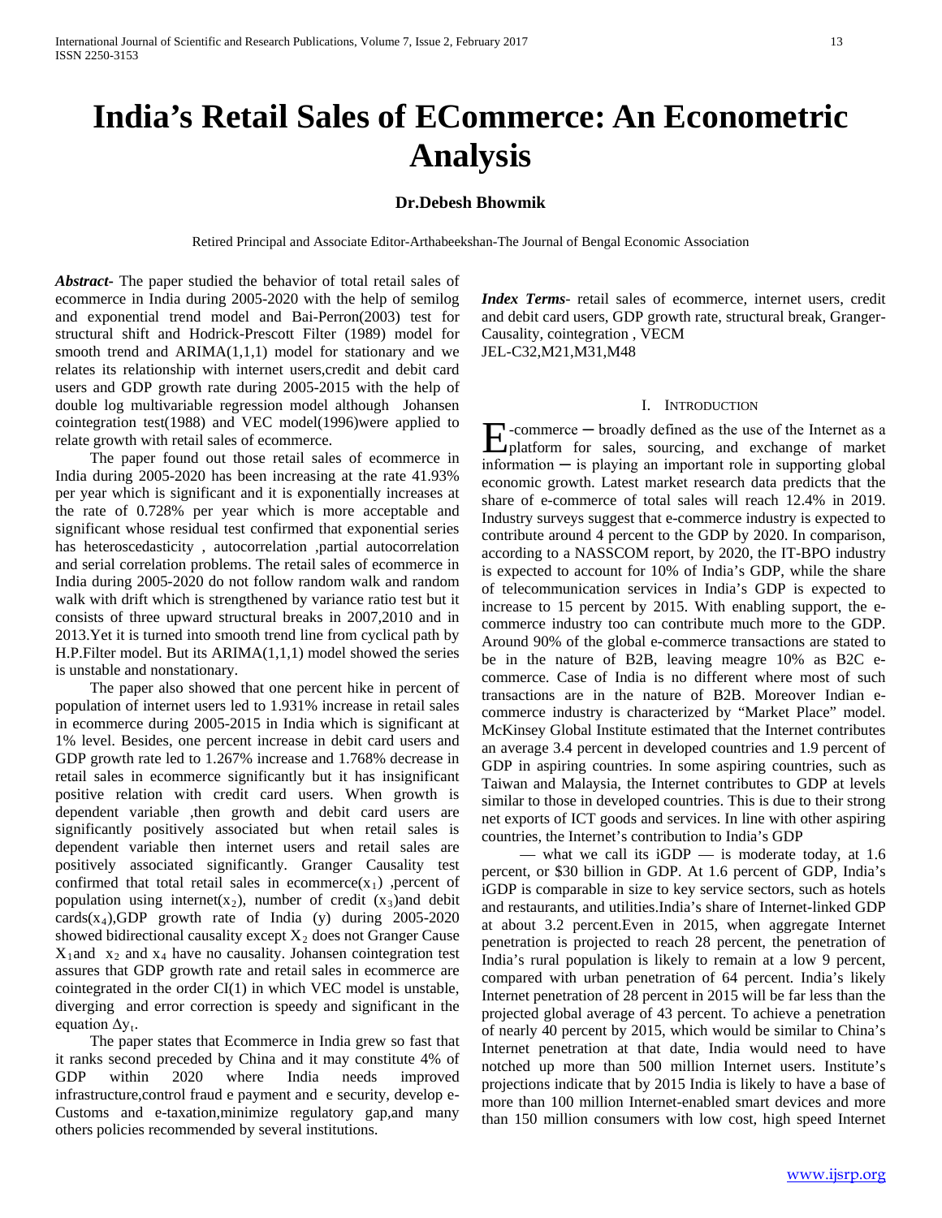# India's Retail Sales of ECommerce: An Econometric Analysis

**Dr.Debesh Bhowmik**

Retired Principal and Associate Editor-Arthabeekshan-The Journal of Bengal Economic Association

***Abstract***- The paper studied the behavior of total retail sales of ecommerce in India during 2005-2020 with the help of semilog and exponential trend model and Bai-Perron(2003) test for structural shift and Hodrick-Prescott Filter (1989) model for smooth trend and ARIMA(1,1,1) model for stationary and we relates its relationship with internet users,credit and debit card users and GDP growth rate during 2005-2015 with the help of double log multivariable regression model although Johansen cointegration test(1988) and VEC model(1996)were applied to relate growth with retail sales of ecommerce.

The paper found out those retail sales of ecommerce in India during 2005-2020 has been increasing at the rate 41.93% per year which is significant and it is exponentially increases at the rate of 0.728% per year which is more acceptable and significant whose residual test confirmed that exponential series has heteroscedasticity , autocorrelation ,partial autocorrelation and serial correlation problems. The retail sales of ecommerce in India during 2005-2020 do not follow random walk and random walk with drift which is strengthened by variance ratio test but it consists of three upward structural breaks in 2007,2010 and in 2013.Yet it is turned into smooth trend line from cyclical path by H.P.Filter model. But its ARIMA(1,1,1) model showed the series is unstable and nonstationary.

The paper also showed that one percent hike in percent of population of internet users led to 1.931% increase in retail sales in ecommerce during 2005-2015 in India which is significant at 1% level. Besides, one percent increase in debit card users and GDP growth rate led to 1.267% increase and 1.768% decrease in retail sales in ecommerce significantly but it has insignificant positive relation with credit card users. When growth is dependent variable ,then growth and debit card users are significantly positively associated but when retail sales is dependent variable then internet users and retail sales are positively associated significantly. Granger Causality test confirmed that total retail sales in ecommerce($x_1$) ,percent of population using internet($x_2$), number of credit ($x_3$)and debit cards($x_4$),GDP growth rate of India (y) during 2005-2020 showed bidirectional causality except $X_2$ does not Granger Cause $X_1$and $x_2$ and $x_4$ have no causality. Johansen cointegration test assures that GDP growth rate and retail sales in ecommerce are cointegrated in the order CI(1) in which VEC model is unstable, diverging and error correction is speedy and significant in the equation $\Delta y_t$.

The paper states that Ecommerce in India grew so fast that it ranks second preceded by China and it may constitute 4% of GDP within 2020 where India needs improved infrastructure,control fraud e payment and e security, develop e-Customs and e-taxation,minimize regulatory gap,and many others policies recommended by several institutions.

***Index Terms***- retail sales of ecommerce, internet users, credit and debit card users, GDP growth rate, structural break, Granger-Causality, cointegration , VECM
JEL-C32,M21,M31,M48

## I. Introduction

E-commerce ─ broadly defined as the use of the Internet as a platform for sales, sourcing, and exchange of market information ─ is playing an important role in supporting global economic growth. Latest market research data predicts that the share of e-commerce of total sales will reach 12.4% in 2019. Industry surveys suggest that e-commerce industry is expected to contribute around 4 percent to the GDP by 2020. In comparison, according to a NASSCOM report, by 2020, the IT-BPO industry is expected to account for 10% of India's GDP, while the share of telecommunication services in India's GDP is expected to increase to 15 percent by 2015. With enabling support, the e-commerce industry too can contribute much more to the GDP. Around 90% of the global e-commerce transactions are stated to be in the nature of B2B, leaving meagre 10% as B2C e-commerce. Case of India is no different where most of such transactions are in the nature of B2B. Moreover Indian e-commerce industry is characterized by "Market Place" model. McKinsey Global Institute estimated that the Internet contributes an average 3.4 percent in developed countries and 1.9 percent of GDP in aspiring countries. In some aspiring countries, such as Taiwan and Malaysia, the Internet contributes to GDP at levels similar to those in developed countries. This is due to their strong net exports of ICT goods and services. In line with other aspiring countries, the Internet's contribution to India's GDP

— what we call its iGDP — is moderate today, at 1.6 percent, or $30 billion in GDP. At 1.6 percent of GDP, India's iGDP is comparable in size to key service sectors, such as hotels and restaurants, and utilities.India's share of Internet-linked GDP at about 3.2 percent.Even in 2015, when aggregate Internet penetration is projected to reach 28 percent, the penetration of India's rural population is likely to remain at a low 9 percent, compared with urban penetration of 64 percent. India's likely Internet penetration of 28 percent in 2015 will be far less than the projected global average of 43 percent. To achieve a penetration of nearly 40 percent by 2015, which would be similar to China's Internet penetration at that date, India would need to have notched up more than 500 million Internet users. Institute's projections indicate that by 2015 India is likely to have a base of more than 100 million Internet-enabled smart devices and more than 150 million consumers with low cost, high speed Internet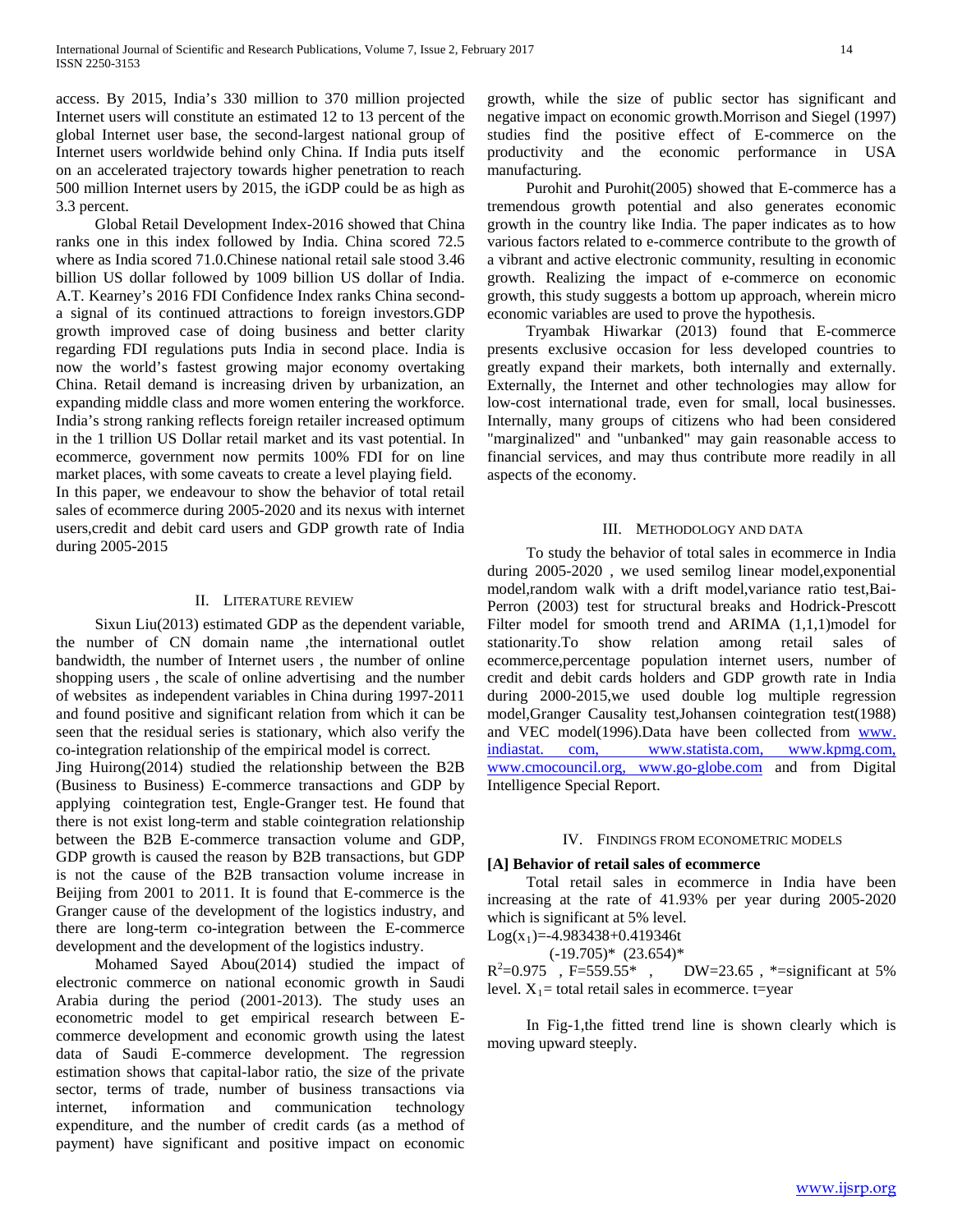access. By 2015, India's 330 million to 370 million projected Internet users will constitute an estimated 12 to 13 percent of the global Internet user base, the second-largest national group of Internet users worldwide behind only China. If India puts itself on an accelerated trajectory towards higher penetration to reach 500 million Internet users by 2015, the iGDP could be as high as 3.3 percent.

Global Retail Development Index-2016 showed that China ranks one in this index followed by India. China scored 72.5 where as India scored 71.0.Chinese national retail sale stood 3.46 billion US dollar followed by 1009 billion US dollar of India. A.T. Kearney's 2016 FDI Confidence Index ranks China second-a signal of its continued attractions to foreign investors.GDP growth improved case of doing business and better clarity regarding FDI regulations puts India in second place. India is now the world's fastest growing major economy overtaking China. Retail demand is increasing driven by urbanization, an expanding middle class and more women entering the workforce. India's strong ranking reflects foreign retailer increased optimum in the 1 trillion US Dollar retail market and its vast potential. In ecommerce, government now permits 100% FDI for on line market places, with some caveats to create a level playing field.

In this paper, we endeavour to show the behavior of total retail sales of ecommerce during 2005-2020 and its nexus with internet users,credit and debit card users and GDP growth rate of India during 2005-2015

## II. Literature Review

Sixun Liu(2013) estimated GDP as the dependent variable, the number of CN domain name ,the international outlet bandwidth, the number of Internet users , the number of online shopping users , the scale of online advertising and the number of websites as independent variables in China during 1997-2011 and found positive and significant relation from which it can be seen that the residual series is stationary, which also verify the co-integration relationship of the empirical model is correct.

Jing Huirong(2014) studied the relationship between the B2B (Business to Business) E-commerce transactions and GDP by applying cointegration test, Engle-Granger test. He found that there is not exist long-term and stable cointegration relationship between the B2B E-commerce transaction volume and GDP, GDP growth is caused the reason by B2B transactions, but GDP is not the cause of the B2B transaction volume increase in Beijing from 2001 to 2011. It is found that E-commerce is the Granger cause of the development of the logistics industry, and there are long-term co-integration between the E-commerce development and the development of the logistics industry.

Mohamed Sayed Abou(2014) studied the impact of electronic commerce on national economic growth in Saudi Arabia during the period (2001-2013). The study uses an econometric model to get empirical research between E-commerce development and economic growth using the latest data of Saudi E-commerce development. The regression estimation shows that capital-labor ratio, the size of the private sector, terms of trade, number of business transactions via internet, information and communication technology expenditure, and the number of credit cards (as a method of payment) have significant and positive impact on economic growth, while the size of public sector has significant and negative impact on economic growth.Morrison and Siegel (1997) studies find the positive effect of E-commerce on the productivity and the economic performance in USA manufacturing.

Purohit and Purohit(2005) showed that E-commerce has a tremendous growth potential and also generates economic growth in the country like India. The paper indicates as to how various factors related to e-commerce contribute to the growth of a vibrant and active electronic community, resulting in economic growth. Realizing the impact of e-commerce on economic growth, this study suggests a bottom up approach, wherein micro economic variables are used to prove the hypothesis.

Tryambak Hiwarkar (2013) found that E-commerce presents exclusive occasion for less developed countries to greatly expand their markets, both internally and externally. Externally, the Internet and other technologies may allow for low-cost international trade, even for small, local businesses. Internally, many groups of citizens who had been considered "marginalized" and "unbanked" may gain reasonable access to financial services, and may thus contribute more readily in all aspects of the economy.

## III. Methodology and Data

To study the behavior of total sales in ecommerce in India during 2005-2020 , we used semilog linear model,exponential model,random walk with a drift model,variance ratio test,Bai-Perron (2003) test for structural breaks and Hodrick-Prescott Filter model for smooth trend and ARIMA (1,1,1)model for stationarity.To show relation among retail sales of ecommerce,percentage population internet users, number of credit and debit cards holders and GDP growth rate in India during 2000-2015,we used double log multiple regression model,Granger Causality test,Johansen cointegration test(1988) and VEC model(1996).Data have been collected from www.indiastat.com, www.statista.com, www.kpmg.com, www.cmocouncil.org, www.go-globe.com and from Digital Intelligence Special Report.

## IV. Findings from Econometric Models

**[A] Behavior of retail sales of ecommerce**

Total retail sales in ecommerce in India have been increasing at the rate of 41.93% per year during 2005-2020 which is significant at 5% level.

$$\text{Log}(x_1)=-4.983438+0.419346t$$
$$(-19.705)^{*} \quad (23.654)^{*}$$

$R^2=0.975$ , $F=559.55^{*}$ , DW=23.65 , *=significant at 5% level. $X_1$= total retail sales in ecommerce. t=year

In Fig-1,the fitted trend line is shown clearly which is moving upward steeply.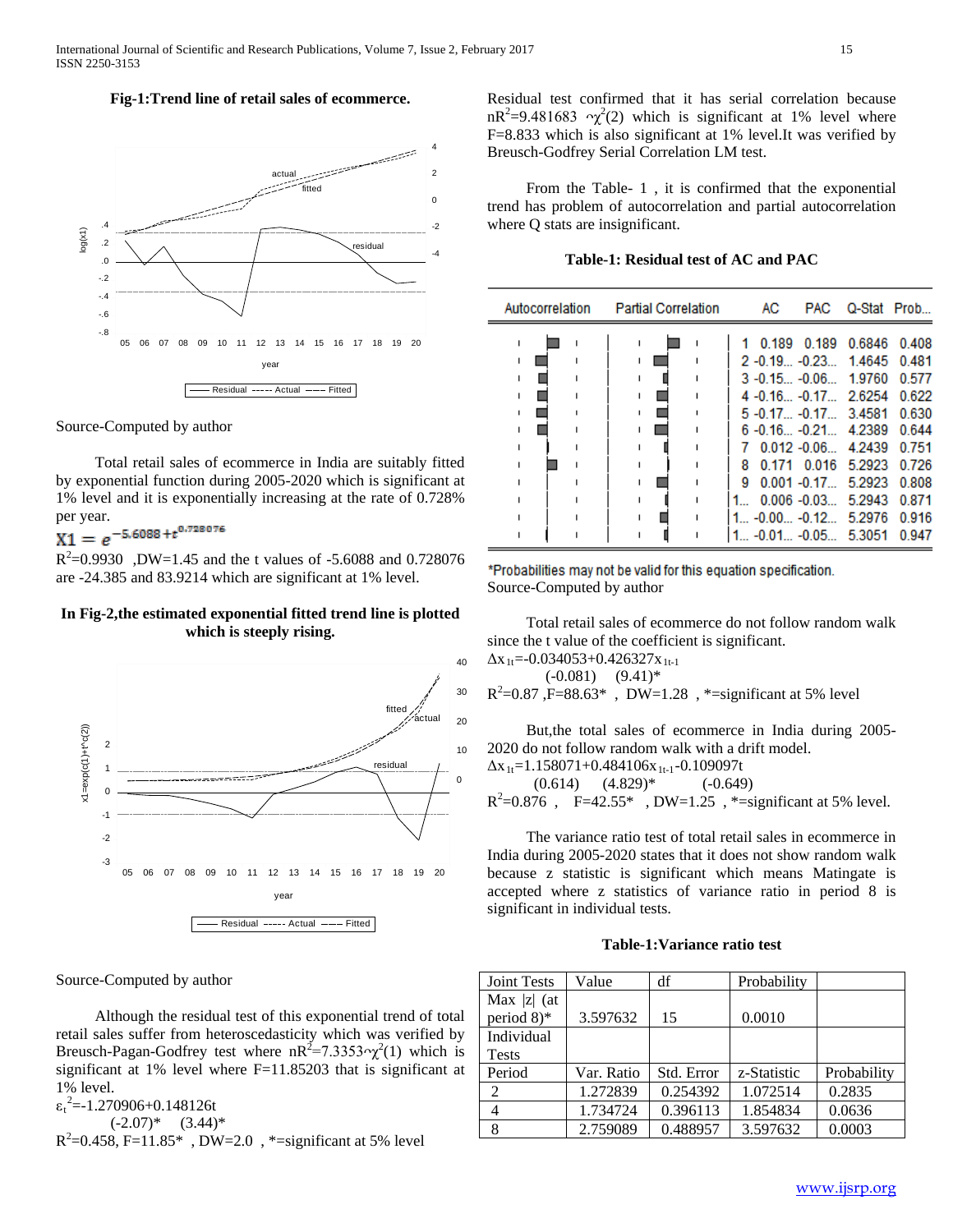**Fig-1:Trend line of retail sales of ecommerce.**

Source-Computed by author

Total retail sales of ecommerce in India are suitably fitted by exponential function during 2005-2020 which is significant at 1% level and it is exponentially increasing at the rate of 0.728% per year.

$$X1 = e^{-5.6088 + t^{0.728076}}$$

$R^2$=0.9930 ,DW=1.45 and the t values of -5.6088 and 0.728076 are -24.385 and 83.9214 which are significant at 1% level.

**In Fig-2,the estimated exponential fitted trend line is plotted which is steeply rising.**

Source-Computed by author

Although the residual test of this exponential trend of total retail sales suffer from heteroscedasticity which was verified by Breusch-Pagan-Godfrey test where $nR^2$=7.3353~$\chi^2(1)$ which is significant at 1% level where F=11.85203 that is significant at 1% level.

$\varepsilon_t^2$=-1.270906+0.148126t
(-2.07)* (3.44)*
$R^2$=0.458, F=11.85* , DW=2.0 , *=significant at 5% level

Residual test confirmed that it has serial correlation because $nR^2$=9.481683 ~$\chi^2(2)$ which is significant at 1% level where F=8.833 which is also significant at 1% level.It was verified by Breusch-Godfrey Serial Correlation LM test.

From the Table- 1 , it is confirmed that the exponential trend has problem of autocorrelation and partial autocorrelation where Q stats are insignificant.

**Table-1: Residual test of AC and PAC**

| Autocorrelation | Partial Correlation | | AC | PAC | Q-Stat | Prob... |
|---|---|---|---|---|---|---|
| | | 1 | 0.189 | 0.189 | 0.6846 | 0.408 |
| | | 2 | -0.19... | -0.23... | 1.4645 | 0.481 |
| | | 3 | -0.15... | -0.06... | 1.9760 | 0.577 |
| | | 4 | -0.16... | -0.17... | 2.6254 | 0.622 |
| | | 5 | -0.17... | -0.17... | 3.4581 | 0.630 |
| | | 6 | -0.16... | -0.21... | 4.2389 | 0.644 |
| | | 7 | 0.012 | -0.06... | 4.2439 | 0.751 |
| | | 8 | 0.171 | 0.016 | 5.2923 | 0.726 |
| | | 9 | 0.001 | -0.17... | 5.2923 | 0.808 |
| | | 1... | 0.006 | -0.03... | 5.2943 | 0.871 |
| | | 1... | -0.00... | -0.12... | 5.2976 | 0.916 |
| | | 1... | -0.01... | -0.05... | 5.3051 | 0.947 |

*Probabilities may not be valid for this equation specification.
Source-Computed by author

Total retail sales of ecommerce do not follow random walk since the t value of the coefficient is significant.

$\Delta x_{1t}$=-0.034053+0.426327$x_{1t-1}$
(-0.081) (9.41)*
$R^2$=0.87 ,F=88.63* , DW=1.28 , *=significant at 5% level

But,the total sales of ecommerce in India during 2005-2020 do not follow random walk with a drift model.

$\Delta x_{1t}$=1.158071+0.484106$x_{1t-1}$-0.109097t
(0.614) (4.829)* (-0.649)
$R^2$=0.876 , F=42.55* , DW=1.25 , *=significant at 5% level.

The variance ratio test of total retail sales in ecommerce in India during 2005-2020 states that it does not show random walk because z statistic is significant which means Matingate is accepted where z statistics of variance ratio in period 8 is significant in individual tests.

**Table-1:Variance ratio test**

| Joint Tests | Value | df | Probability | |
|---|---|---|---|---|
| Max \|z\| (at period 8)* | 3.597632 | 15 | 0.0010 | |
| Individual Tests | | | | |
| Period | Var. Ratio | Std. Error | z-Statistic | Probability |
| 2 | 1.272839 | 0.254392 | 1.072514 | 0.2835 |
| 4 | 1.734724 | 0.396113 | 1.854834 | 0.0636 |
| 8 | 2.759089 | 0.488957 | 3.597632 | 0.0003 |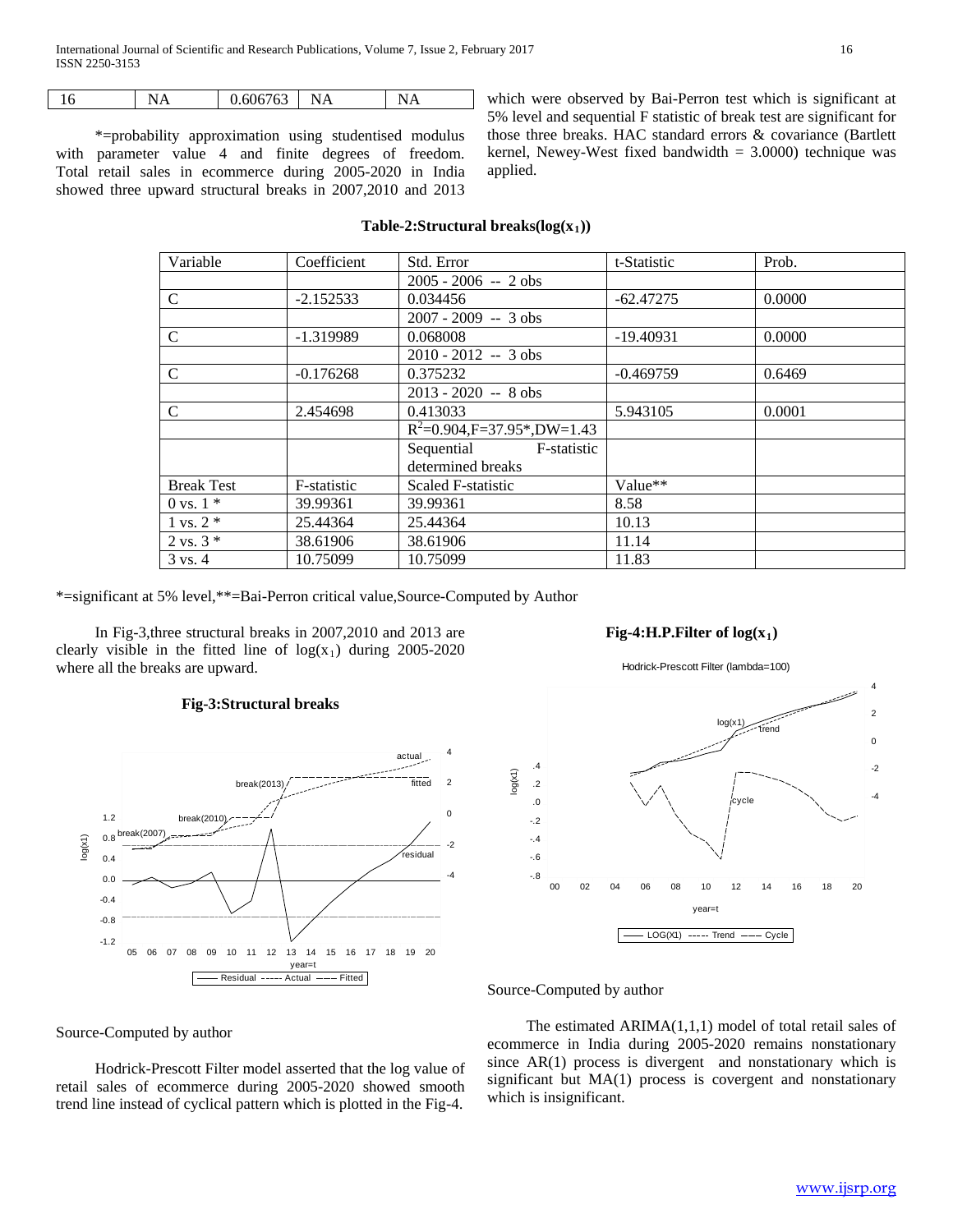| 16 | NA | 0.606763 | NA | NA |
|---|---|---|---|---|

*=probability approximation using studentised modulus with parameter value 4 and finite degrees of freedom. Total retail sales in ecommerce during 2005-2020 in India showed three upward structural breaks in 2007,2010 and 2013 which were observed by Bai-Perron test which is significant at 5% level and sequential F statistic of break test are significant for those three breaks. HAC standard errors & covariance (Bartlett kernel, Newey-West fixed bandwidth = 3.0000) technique was applied.

**Table-2:Structural breaks($\log(x_1)$)**

| Variable | Coefficient | Std. Error | t-Statistic | Prob. |
|---|---|---|---|---|
| | | 2005 - 2006 -- 2 obs | | |
| C | -2.152533 | 0.034456 | -62.47275 | 0.0000 |
| | | 2007 - 2009 -- 3 obs | | |
| C | -1.319989 | 0.068008 | -19.40931 | 0.0000 |
| | | 2010 - 2012 -- 3 obs | | |
| C | -0.176268 | 0.375232 | -0.469759 | 0.6469 |
| | | 2013 - 2020 -- 8 obs | | |
| C | 2.454698 | 0.413033 | 5.943105 | 0.0001 |
| | | $R^2$=0.904,F=37.95*,DW=1.43 | | |
| | | Sequential F-statistic determined breaks | | |
| Break Test | F-statistic | Scaled F-statistic | Value** | |
| 0 vs. 1 * | 39.99361 | 39.99361 | 8.58 | |
| 1 vs. 2 * | 25.44364 | 25.44364 | 10.13 | |
| 2 vs. 3 * | 38.61906 | 38.61906 | 11.14 | |
| 3 vs. 4 | 10.75099 | 10.75099 | 11.83 | |

*=significant at 5% level,**=Bai-Perron critical value,Source-Computed by Author

In Fig-3,three structural breaks in 2007,2010 and 2013 are clearly visible in the fitted line of $\log(x_1)$ during 2005-2020 where all the breaks are upward.

**Fig-3:Structural breaks**

Source-Computed by author

Hodrick-Prescott Filter model asserted that the log value of retail sales of ecommerce during 2005-2020 showed smooth trend line instead of cyclical pattern which is plotted in the Fig-4.

**Fig-4:H.P.Filter of $\log(x_1)$**

Source-Computed by author

The estimated ARIMA(1,1,1) model of total retail sales of ecommerce in India during 2005-2020 remains nonstationary since AR(1) process is divergent and nonstationary which is significant but MA(1) process is covergent and nonstationary which is insignificant.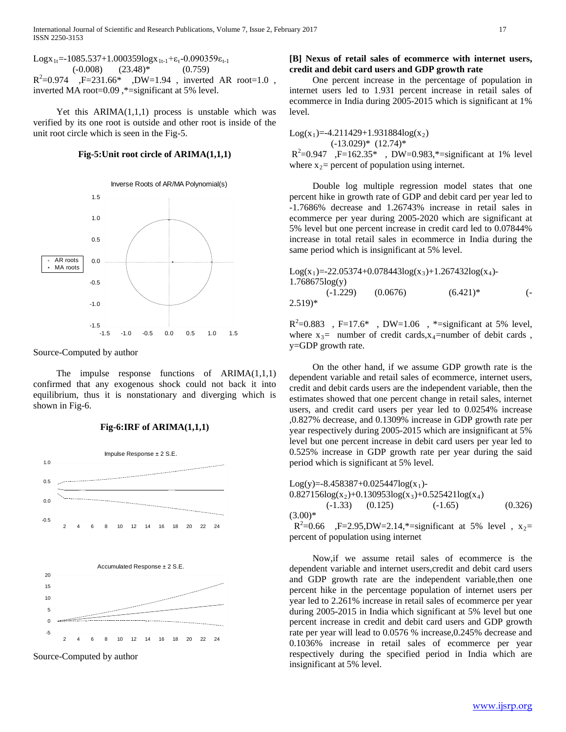$$\text{Log}x_{1t} = -1085.537 + 1.000359\log x_{1t-1} + \varepsilon_t - 0.090359\varepsilon_{t-1}$$

(-0.008) (23.48)* (0.759)

$R^2$=0.974 ,F=231.66* ,DW=1.94 , inverted AR root=1.0 , inverted MA root=0.09 ,*=significant at 5% level.

Yet this ARIMA(1,1,1) process is unstable which was verified by its one root is outside and other root is inside of the unit root circle which is seen in the Fig-5.

**Fig-5:Unit root circle of ARIMA(1,1,1)**

Source-Computed by author

The impulse response functions of ARIMA(1,1,1) confirmed that any exogenous shock could not back it into equilibrium, thus it is nonstationary and diverging which is shown in Fig-6.

**Fig-6:IRF of ARIMA(1,1,1)**

Source-Computed by author

**[B] Nexus of retail sales of ecommerce with internet users, credit and debit card users and GDP growth rate**

One percent increase in the percentage of population in internet users led to 1.931 percent increase in retail sales of ecommerce in India during 2005-2015 which is significant at 1% level.

$$\text{Log}(x_1) = -4.211429 + 1.931884\log(x_2)$$

(-13.029)* (12.74)*

$R^2$=0.947 ,F=162.35* , DW=0.983,*=significant at 1% level where $x_2$= percent of population using internet.

Double log multiple regression model states that one percent hike in growth rate of GDP and debit card per year led to -1.7686% decrease and 1.26743% increase in retail sales in ecommerce per year during 2005-2020 which are significant at 5% level but one percent increase in credit card led to 0.07844% increase in total retail sales in ecommerce in India during the same period which is insignificant at 5% level.

$$\text{Log}(x_1) = -22.05374 + 0.078443\log(x_3) + 1.267432\log(x_4) - 1.768675\log(y)$$

(-1.229) (0.0676) (6.421)* (-2.519)*

$R^2$=0.883 , F=17.6* , DW=1.06 , *=significant at 5% level, where $x_3$= number of credit cards,$x_4$=number of debit cards , y=GDP growth rate.

On the other hand, if we assume GDP growth rate is the dependent variable and retail sales of ecommerce, internet users, credit and debit cards users are the independent variable, then the estimates showed that one percent change in retail sales, internet users, and credit card users per year led to 0.0254% increase ,0.827% decrease, and 0.1309% increase in GDP growth rate per year respectively during 2005-2015 which are insignificant at 5% level but one percent increase in debit card users per year led to 0.525% increase in GDP growth rate per year during the said period which is significant at 5% level.

$$\text{Log}(y) = -8.458387 + 0.025447\log(x_1) - 0.827156\log(x_2) + 0.130953\log(x_3) + 0.525421\log(x_4)$$

(-1.33) (0.125) (-1.65) (0.326) (3.00)*

$R^2$=0.66 ,F=2.95,DW=2.14,*=significant at 5% level , $x_2$= percent of population using internet

Now,if we assume retail sales of ecommerce is the dependent variable and internet users,credit and debit card users and GDP growth rate are the independent variable,then one percent hike in the percentage population of internet users per year led to 2.261% increase in retail sales of ecommerce per year during 2005-2015 in India which significant at 5% level but one percent increase in credit and debit card users and GDP growth rate per year will lead to 0.0576 % increase,0.245% decrease and 0.1036% increase in retail sales of ecommerce per year respectively during the specified period in India which are insignificant at 5% level.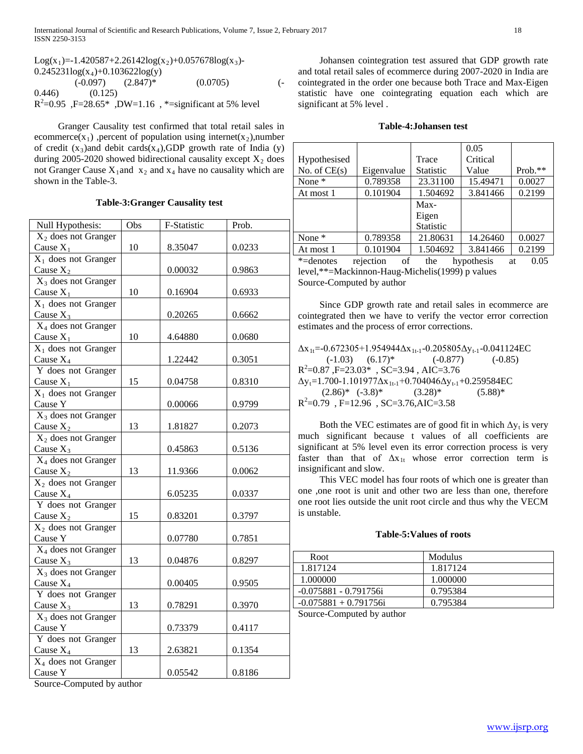$$Log(x_1)=-1.420587+2.26142log(x_2)+0.057678log(x_3)-0.245231log(x_4)+0.103622log(y)$$

(-0.097) (2.847)* (0.0705) (-0.446) (0.125)

$R^2$=0.95 ,F=28.65* ,DW=1.16 , *=significant at 5% level

Granger Causality test confirmed that total retail sales in ecommerce($x_1$) ,percent of population using internet($x_2$),number of credit ($x_3$)and debit cards($x_4$),GDP growth rate of India (y) during 2005-2020 showed bidirectional causality except $X_2$ does not Granger Cause $X_1$and $x_2$ and $x_4$ have no causality which are shown in the Table-3.

**Table-3:Granger Causality test**

| Null Hypothesis: | Obs | F-Statistic | Prob. |
|---|---|---|---|
| $X_2$ does not Granger Cause $X_1$ | 10 | 8.35047 | 0.0233 |
| $X_1$ does not Granger Cause $X_2$ | | 0.00032 | 0.9863 |
| $X_3$ does not Granger Cause $X_1$ | 10 | 0.16904 | 0.6933 |
| $X_1$ does not Granger Cause $X_3$ | | 0.20265 | 0.6662 |
| $X_4$ does not Granger Cause $X_1$ | 10 | 4.64880 | 0.0680 |
| $X_1$ does not Granger Cause $X_4$ | | 1.22442 | 0.3051 |
| Y does not Granger Cause $X_1$ | 15 | 0.04758 | 0.8310 |
| $X_1$ does not Granger Cause Y | | 0.00066 | 0.9799 |
| $X_3$ does not Granger Cause $X_2$ | 13 | 1.81827 | 0.2073 |
| $X_2$ does not Granger Cause $X_3$ | | 0.45863 | 0.5136 |
| $X_4$ does not Granger Cause $X_2$ | 13 | 11.9366 | 0.0062 |
| $X_2$ does not Granger Cause $X_4$ | | 6.05235 | 0.0337 |
| Y does not Granger Cause $X_2$ | 15 | 0.83201 | 0.3797 |
| $X_2$ does not Granger Cause Y | | 0.07780 | 0.7851 |
| $X_4$ does not Granger Cause $X_3$ | 13 | 0.04876 | 0.8297 |
| $X_3$ does not Granger Cause $X_4$ | | 0.00405 | 0.9505 |
| Y does not Granger Cause $X_3$ | 13 | 0.78291 | 0.3970 |
| $X_3$ does not Granger Cause Y | | 0.73379 | 0.4117 |
| Y does not Granger Cause $X_4$ | 13 | 2.63821 | 0.1354 |
| $X_4$ does not Granger Cause Y | | 0.05542 | 0.8186 |

Source-Computed by author

Johansen cointegration test assured that GDP growth rate and total retail sales of ecommerce during 2007-2020 in India are cointegrated in the order one because both Trace and Max-Eigen statistic have one cointegrating equation each which are significant at 5% level .

**Table-4:Johansen test**

| Hypothesised No. of CE(s) | Eigenvalue | Trace Statistic | 0.05 Critical Value | Prob.** |
|---|---|---|---|---|
| None * | 0.789358 | 23.31100 | 15.49471 | 0.0027 |
| At most 1 | 0.101904 | 1.504692 | 3.841466 | 0.2199 |
| | | Max-Eigen Statistic | | |
| None * | 0.789358 | 21.80631 | 14.26460 | 0.0027 |
| At most 1 | 0.101904 | 1.504692 | 3.841466 | 0.2199 |

*=denotes rejection of the hypothesis at 0.05 level,**=Mackinnon-Haug-Michelis(1999) p values

Source-Computed by author

Since GDP growth rate and retail sales in ecommerce are cointegrated then we have to verify the vector error correction estimates and the process of error corrections.

$$\Delta x_{1t}=-0.672305+1.954944\Delta x_{1t-1}-0.205805\Delta y_{t-1}-0.041124EC$$

(-1.03) (6.17)* (-0.877) (-0.85)

$R^2$=0.87 ,F=23.03* , SC=3.94 , AIC=3.76

$$\Delta y_t=1.700-1.101977\Delta x_{1t-1}+0.704046\Delta y_{t-1}+0.259584EC$$

(2.86)* (-3.8)* (3.28)* (5.88)*

$R^2$=0.79 , F=12.96 , SC=3.76,AIC=3.58

Both the VEC estimates are of good fit in which $\Delta y_t$ is very much significant because t values of all coefficients are significant at 5% level even its error correction process is very faster than that of $\Delta x_{1t}$ whose error correction term is insignificant and slow.

This VEC model has four roots of which one is greater than one ,one root is unit and other two are less than one, therefore one root lies outside the unit root circle and thus why the VECM is unstable.

**Table-5:Values of roots**

| Root | Modulus |
|---|---|
| 1.817124 | 1.817124 |
| 1.000000 | 1.000000 |
| -0.075881 - 0.791756i | 0.795384 |
| -0.075881 + 0.791756i | 0.795384 |

Source-Computed by author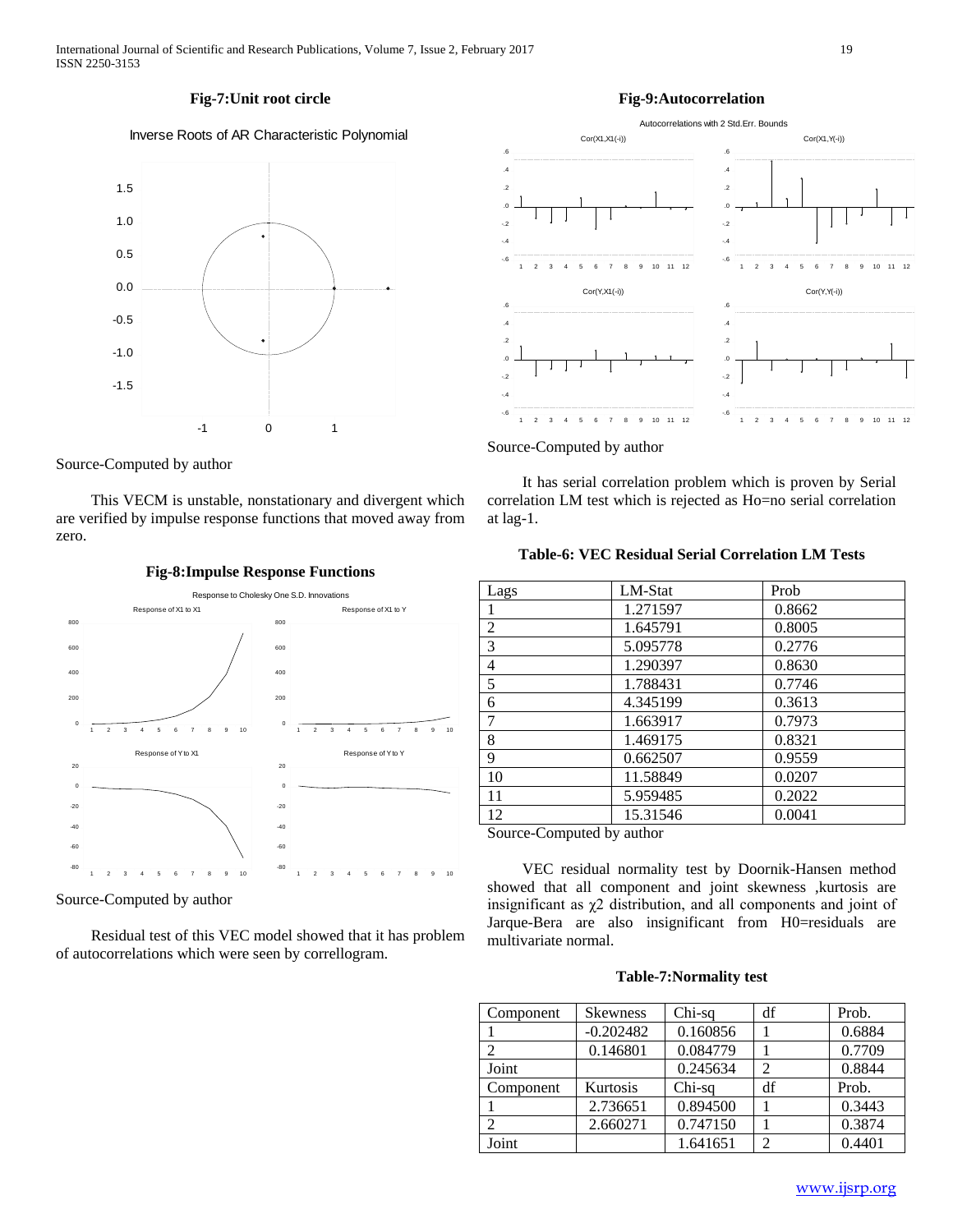**Fig-7:Unit root circle**

Source-Computed by author

This VECM is unstable, nonstationary and divergent which are verified by impulse response functions that moved away from zero.

**Fig-8:Impulse Response Functions**

Source-Computed by author

Residual test of this VEC model showed that it has problem of autocorrelations which were seen by correllogram.

**Fig-9:Autocorrelation**

Source-Computed by author

It has serial correlation problem which is proven by Serial correlation LM test which is rejected as Ho=no serial correlation at lag-1.

**Table-6: VEC Residual Serial Correlation LM Tests**

| Lags | LM-Stat | Prob |
|---|---|---|
| 1 | 1.271597 | 0.8662 |
| 2 | 1.645791 | 0.8005 |
| 3 | 5.095778 | 0.2776 |
| 4 | 1.290397 | 0.8630 |
| 5 | 1.788431 | 0.7746 |
| 6 | 4.345199 | 0.3613 |
| 7 | 1.663917 | 0.7973 |
| 8 | 1.469175 | 0.8321 |
| 9 | 0.662507 | 0.9559 |
| 10 | 11.58849 | 0.0207 |
| 11 | 5.959485 | 0.2022 |
| 12 | 15.31546 | 0.0041 |

Source-Computed by author

VEC residual normality test by Doornik-Hansen method showed that all component and joint skewness ,kurtosis are insignificant as $\chi 2$ distribution, and all components and joint of Jarque-Bera are also insignificant from H0=residuals are multivariate normal.

**Table-7:Normality test**

| Component | Skewness | Chi-sq | df | Prob. |
|---|---|---|---|---|
| 1 | -0.202482 | 0.160856 | 1 | 0.6884 |
| 2 | 0.146801 | 0.084779 | 1 | 0.7709 |
| Joint | | 0.245634 | 2 | 0.8844 |
| Component | Kurtosis | Chi-sq | df | Prob. |
| 1 | 2.736651 | 0.894500 | 1 | 0.3443 |
| 2 | 2.660271 | 0.747150 | 1 | 0.3874 |
| Joint | | 1.641651 | 2 | 0.4401 |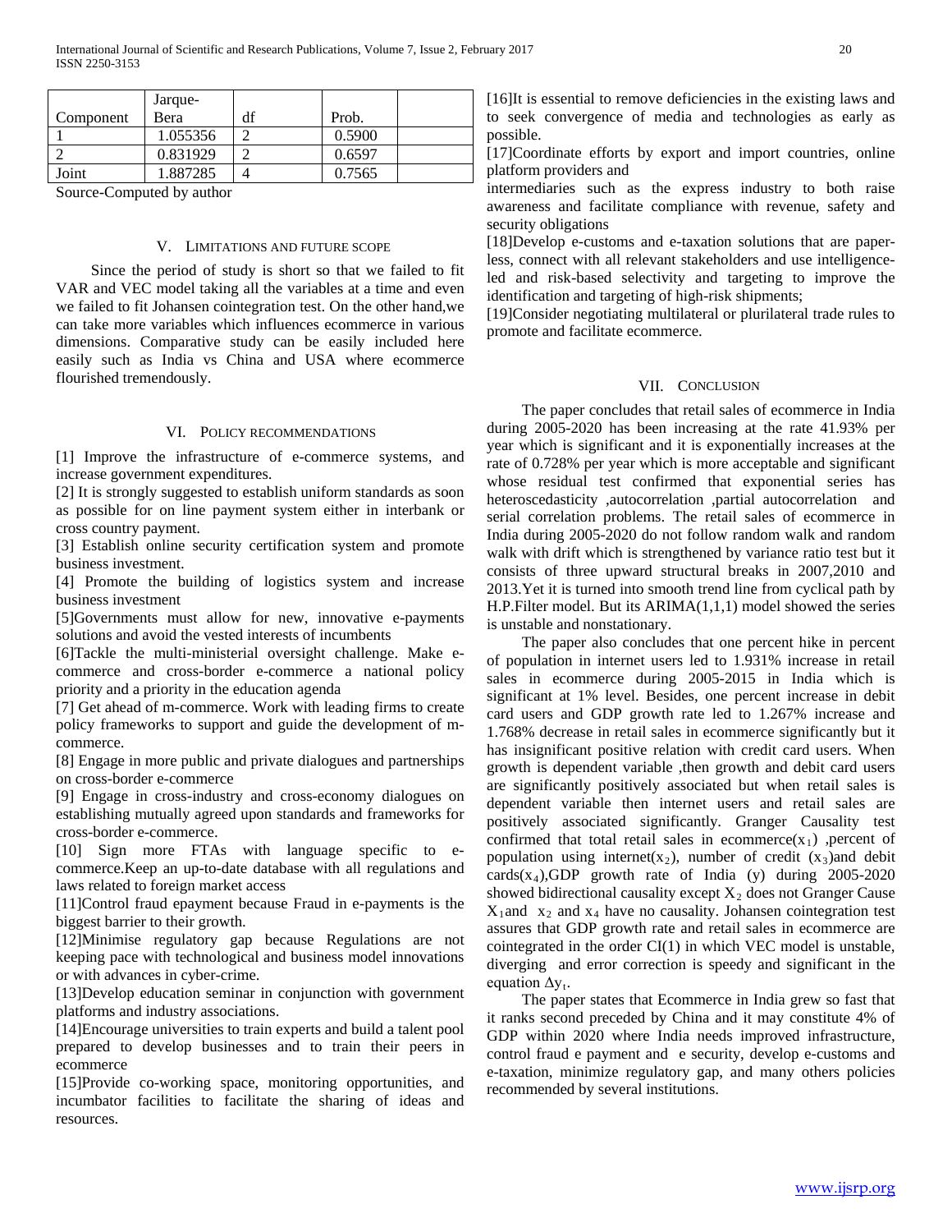| Component | Jarque-Bera | df | Prob. | |
|---|---|---|---|---|
| 1 | 1.055356 | 2 | 0.5900 | |
| 2 | 0.831929 | 2 | 0.6597 | |
| Joint | 1.887285 | 4 | 0.7565 | |

Source-Computed by author

## V. Limitations and Future Scope

Since the period of study is short so that we failed to fit VAR and VEC model taking all the variables at a time and even we failed to fit Johansen cointegration test. On the other hand,we can take more variables which influences ecommerce in various dimensions. Comparative study can be easily included here easily such as India vs China and USA where ecommerce flourished tremendously.

## VI. Policy Recommendations

[1] Improve the infrastructure of e-commerce systems, and increase government expenditures.

[2] It is strongly suggested to establish uniform standards as soon as possible for on line payment system either in interbank or cross country payment.

[3] Establish online security certification system and promote business investment.

[4] Promote the building of logistics system and increase business investment

[5]Governments must allow for new, innovative e-payments solutions and avoid the vested interests of incumbents

[6]Tackle the multi-ministerial oversight challenge. Make e-commerce and cross-border e-commerce a national policy priority and a priority in the education agenda

[7] Get ahead of m-commerce. Work with leading firms to create policy frameworks to support and guide the development of m-commerce.

[8] Engage in more public and private dialogues and partnerships on cross-border e-commerce

[9] Engage in cross-industry and cross-economy dialogues on establishing mutually agreed upon standards and frameworks for cross-border e-commerce.

[10] Sign more FTAs with language specific to e-commerce.Keep an up-to-date database with all regulations and laws related to foreign market access

[11]Control fraud epayment because Fraud in e-payments is the biggest barrier to their growth.

[12]Minimise regulatory gap because Regulations are not keeping pace with technological and business model innovations or with advances in cyber-crime.

[13]Develop education seminar in conjunction with government platforms and industry associations.

[14]Encourage universities to train experts and build a talent pool prepared to develop businesses and to train their peers in ecommerce

[15]Provide co-working space, monitoring opportunities, and incumbator facilities to facilitate the sharing of ideas and resources.

[16]It is essential to remove deficiencies in the existing laws and to seek convergence of media and technologies as early as possible.

[17]Coordinate efforts by export and import countries, online platform providers and intermediaries such as the express industry to both raise awareness and facilitate compliance with revenue, safety and security obligations

[18]Develop e-customs and e-taxation solutions that are paper-less, connect with all relevant stakeholders and use intelligence-led and risk-based selectivity and targeting to improve the identification and targeting of high-risk shipments;

[19]Consider negotiating multilateral or plurilateral trade rules to promote and facilitate ecommerce.

## VII. Conclusion

The paper concludes that retail sales of ecommerce in India during 2005-2020 has been increasing at the rate 41.93% per year which is significant and it is exponentially increases at the rate of 0.728% per year which is more acceptable and significant whose residual test confirmed that exponential series has heteroscedasticity ,autocorrelation ,partial autocorrelation and serial correlation problems. The retail sales of ecommerce in India during 2005-2020 do not follow random walk and random walk with drift which is strengthened by variance ratio test but it consists of three upward structural breaks in 2007,2010 and 2013.Yet it is turned into smooth trend line from cyclical path by H.P.Filter model. But its ARIMA(1,1,1) model showed the series is unstable and nonstationary.

The paper also concludes that one percent hike in percent of population in internet users led to 1.931% increase in retail sales in ecommerce during 2005-2015 in India which is significant at 1% level. Besides, one percent increase in debit card users and GDP growth rate led to 1.267% increase and 1.768% decrease in retail sales in ecommerce significantly but it has insignificant positive relation with credit card users. When growth is dependent variable ,then growth and debit card users are significantly positively associated but when retail sales is dependent variable then internet users and retail sales are positively associated significantly. Granger Causality test confirmed that total retail sales in ecommerce($x_1$) ,percent of population using internet($x_2$), number of credit ($x_3$)and debit cards($x_4$),GDP growth rate of India (y) during 2005-2020 showed bidirectional causality except $X_2$ does not Granger Cause $X_1$and $x_2$ and $x_4$ have no causality. Johansen cointegration test assures that GDP growth rate and retail sales in ecommerce are cointegrated in the order CI(1) in which VEC model is unstable, diverging and error correction is speedy and significant in the equation $\Delta y_t$.

The paper states that Ecommerce in India grew so fast that it ranks second preceded by China and it may constitute 4% of GDP within 2020 where India needs improved infrastructure, control fraud e payment and e security, develop e-customs and e-taxation, minimize regulatory gap, and many others policies recommended by several institutions.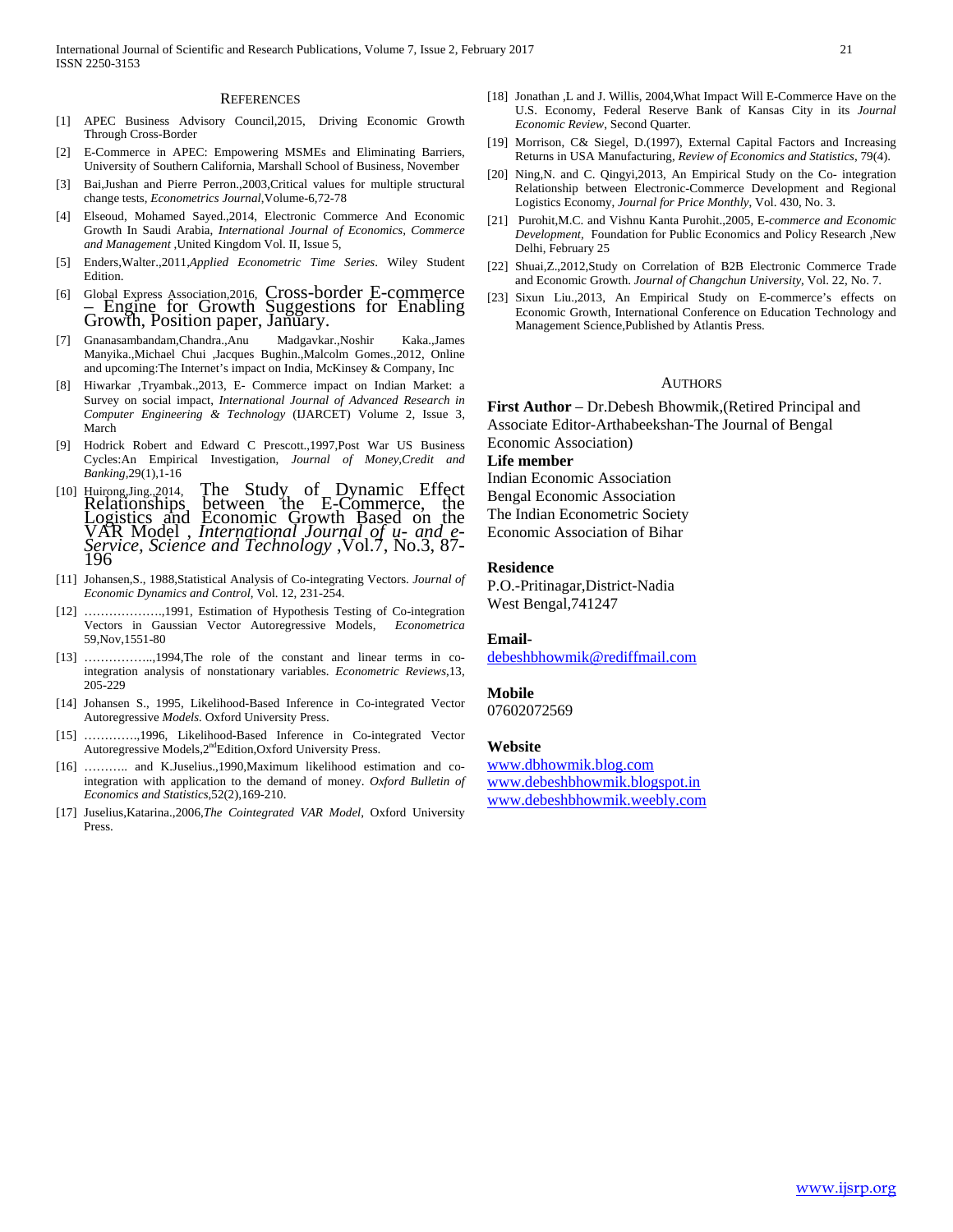## REFERENCES

[1] APEC Business Advisory Council,2015, Driving Economic Growth Through Cross-Border

[2] E-Commerce in APEC: Empowering MSMEs and Eliminating Barriers, University of Southern California, Marshall School of Business, November

[3] Bai,Jushan and Pierre Perron.,2003,Critical values for multiple structural change tests, *Econometrics Journal*,Volume-6,72-78

[4] Elseoud, Mohamed Sayed.,2014, Electronic Commerce And Economic Growth In Saudi Arabia, *International Journal of Economics, Commerce and Management* ,United Kingdom Vol. II, Issue 5,

[5] Enders,Walter.,2011,*Applied Econometric Time Series*. Wiley Student Edition.

[6] Global Express Association,2016, Cross-border E-commerce – Engine for Growth Suggestions for Enabling Growth, Position paper, January.

[7] Gnanasambandam,Chandra.,Anu Madgavkar.,Noshir Kaka.,James Manyika.,Michael Chui ,Jacques Bughin.,Malcolm Gomes.,2012, Online and upcoming:The Internet's impact on India, McKinsey & Company, Inc

[8] Hiwarkar ,Tryambak.,2013, E- Commerce impact on Indian Market: a Survey on social impact, *International Journal of Advanced Research in Computer Engineering & Technology* (IJARCET) Volume 2, Issue 3, March

[9] Hodrick Robert and Edward C Prescott.,1997,Post War US Business Cycles:An Empirical Investigation, *Journal of Money,Credit and Banking*,29(1),1-16

[10] Huirong,Jing.,2014, The Study of Dynamic Effect Relationships between the E-Commerce, the Logistics and Economic Growth Based on the VAR Model , *International Journal of u- and e-Service, Science and Technology* ,Vol.7, No.3, 87-196

[11] Johansen,S., 1988,Statistical Analysis of Co-integrating Vectors. *Journal of Economic Dynamics and Control*, Vol. 12, 231-254.

[12] ……………….,1991, Estimation of Hypothesis Testing of Co-integration Vectors in Gaussian Vector Autoregressive Models, *Econometrica* 59,Nov,1551-80

[13] ……………..,1994,The role of the constant and linear terms in co-integration analysis of nonstationary variables. *Econometric Reviews*,13, 205-229

[14] Johansen S., 1995, Likelihood-Based Inference in Co-integrated Vector Autoregressive *Models*. Oxford University Press.

[15] ………….,1996, Likelihood-Based Inference in Co-integrated Vector Autoregressive Models,2nd Edition,Oxford University Press.

[16] ……….. and K.Juselius.,1990,Maximum likelihood estimation and co-integration with application to the demand of money. *Oxford Bulletin of Economics and Statistics*,52(2),169-210.

[17] Juselius,Katarina.,2006,*The Cointegrated VAR Model*, Oxford University Press.

[18] Jonathan ,L and J. Willis, 2004,What Impact Will E-Commerce Have on the U.S. Economy, Federal Reserve Bank of Kansas City in its *Journal Economic Review*, Second Quarter.

[19] Morrison, C& Siegel, D.(1997), External Capital Factors and Increasing Returns in USA Manufacturing, *Review of Economics and Statistics*, 79(4).

[20] Ning,N. and C. Qingyi,2013, An Empirical Study on the Co- integration Relationship between Electronic-Commerce Development and Regional Logistics Economy, *Journal for Price Monthly*, Vol. 430, No. 3.

[21] Purohit,M.C. and Vishnu Kanta Purohit.,2005, E-*commerce and Economic Development*, Foundation for Public Economics and Policy Research ,New Delhi, February 25

[22] Shuai,Z.,2012,Study on Correlation of B2B Electronic Commerce Trade and Economic Growth. *Journal of Changchun University*, Vol. 22, No. 7.

[23] Sixun Liu.,2013, An Empirical Study on E-commerce's effects on Economic Growth, International Conference on Education Technology and Management Science,Published by Atlantis Press.

## AUTHORS

**First Author** – Dr.Debesh Bhowmik,(Retired Principal and Associate Editor-Arthabeekshan-The Journal of Bengal Economic Association)

**Life member**

Indian Economic Association
Bengal Economic Association
The Indian Econometric Society
Economic Association of Bihar

**Residence**

P.O.-Pritinagar,District-Nadia
West Bengal,741247

**Email-**

debeshbhowmik@rediffmail.com

**Mobile**

07602072569

**Website**

www.dbhowmik.blog.com
www.debeshbhowmik.blogspot.in
www.debeshbhowmik.weebly.com